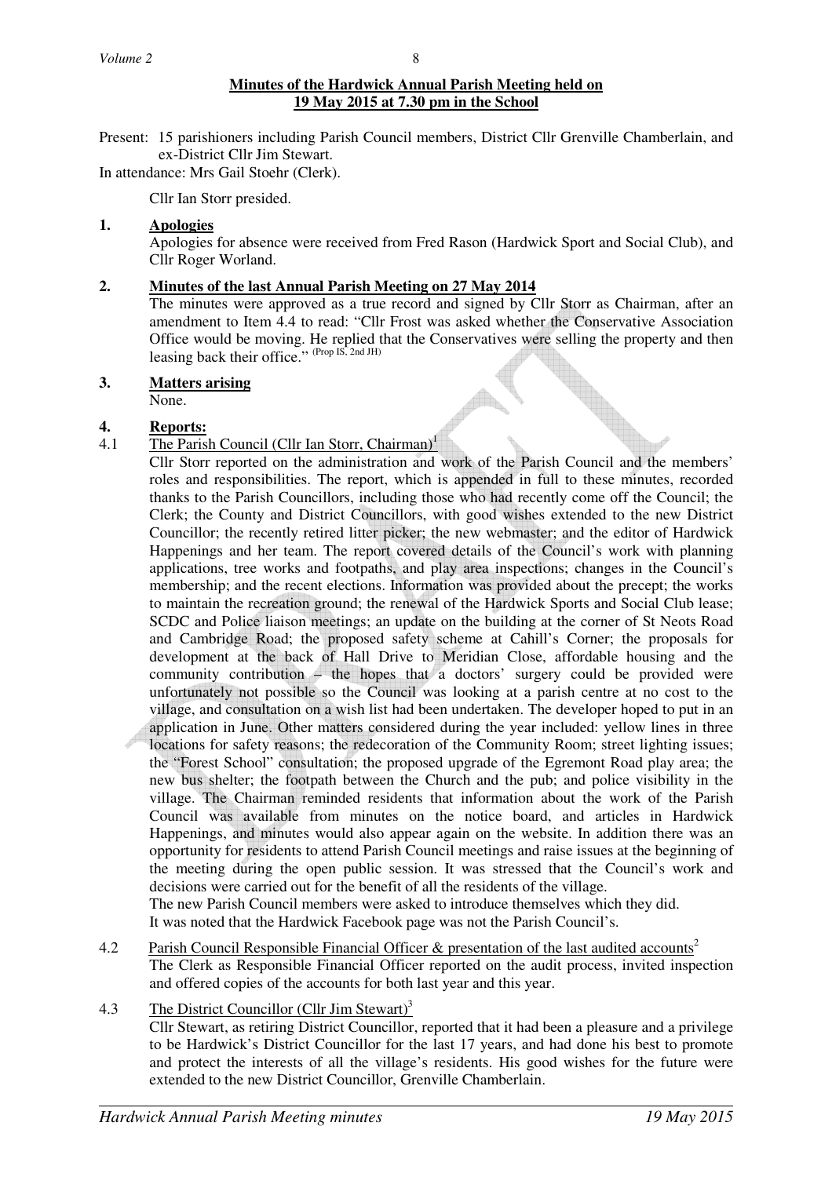## Minutes of the Hardwick Annual Parish Meeting held on 19 May 2015 at 7.30 pm in the School

Present: 15 parishioners including Parish Council members, District Cllr Grenville Chamberlain, and ex-District Cllr Jim Stewart.

In attendance: Mrs Gail Stoehr (Clerk).

Cllr Ian Storr presided.

**1. Apologies**

Apologies for absence were received from Fred Rason (Hardwick Sport and Social Club), and Cllr Roger Worland.

**2. Minutes of the last Annual Parish Meeting on 27 May 2014**

The minutes were approved as a true record and signed by Cllr Storr as Chairman, after an amendment to Item 4.4 to read: "Cllr Frost was asked whether the Conservative Association Office would be moving. He replied that the Conservatives were selling the property and then leasing back their office." (Prop IS, 2nd JH)

**3. Matters arising**

None.

**4. Reports:**

4.1 The Parish Council (Cllr Ian Storr, Chairman)[1]

Cllr Storr reported on the administration and work of the Parish Council and the members' roles and responsibilities. The report, which is appended in full to these minutes, recorded thanks to the Parish Councillors, including those who had recently come off the Council; the Clerk; the County and District Councillors, with good wishes extended to the new District Councillor; the recently retired litter picker; the new webmaster; and the editor of Hardwick Happenings and her team. The report covered details of the Council's work with planning applications, tree works and footpaths, and play area inspections; changes in the Council's membership; and the recent elections. Information was provided about the precept; the works to maintain the recreation ground; the renewal of the Hardwick Sports and Social Club lease; SCDC and Police liaison meetings; an update on the building at the corner of St Neots Road and Cambridge Road; the proposed safety scheme at Cahill's Corner; the proposals for development at the back of Hall Drive to Meridian Close, affordable housing and the community contribution – the hopes that a doctors' surgery could be provided were unfortunately not possible so the Council was looking at a parish centre at no cost to the village, and consultation on a wish list had been undertaken. The developer hoped to put in an application in June. Other matters considered during the year included: yellow lines in three locations for safety reasons; the redecoration of the Community Room; street lighting issues; the "Forest School" consultation; the proposed upgrade of the Egremont Road play area; the new bus shelter; the footpath between the Church and the pub; and police visibility in the village. The Chairman reminded residents that information about the work of the Parish Council was available from minutes on the notice board, and articles in Hardwick Happenings, and minutes would also appear again on the website. In addition there was an opportunity for residents to attend Parish Council meetings and raise issues at the beginning of the meeting during the open public session. It was stressed that the Council's work and decisions were carried out for the benefit of all the residents of the village.

The new Parish Council members were asked to introduce themselves which they did.

It was noted that the Hardwick Facebook page was not the Parish Council's.

4.2 Parish Council Responsible Financial Officer & presentation of the last audited accounts[2]

The Clerk as Responsible Financial Officer reported on the audit process, invited inspection and offered copies of the accounts for both last year and this year.

4.3 The District Councillor (Cllr Jim Stewart)[3]

Cllr Stewart, as retiring District Councillor, reported that it had been a pleasure and a privilege to be Hardwick's District Councillor for the last 17 years, and had done his best to promote and protect the interests of all the village's residents. His good wishes for the future were extended to the new District Councillor, Grenville Chamberlain.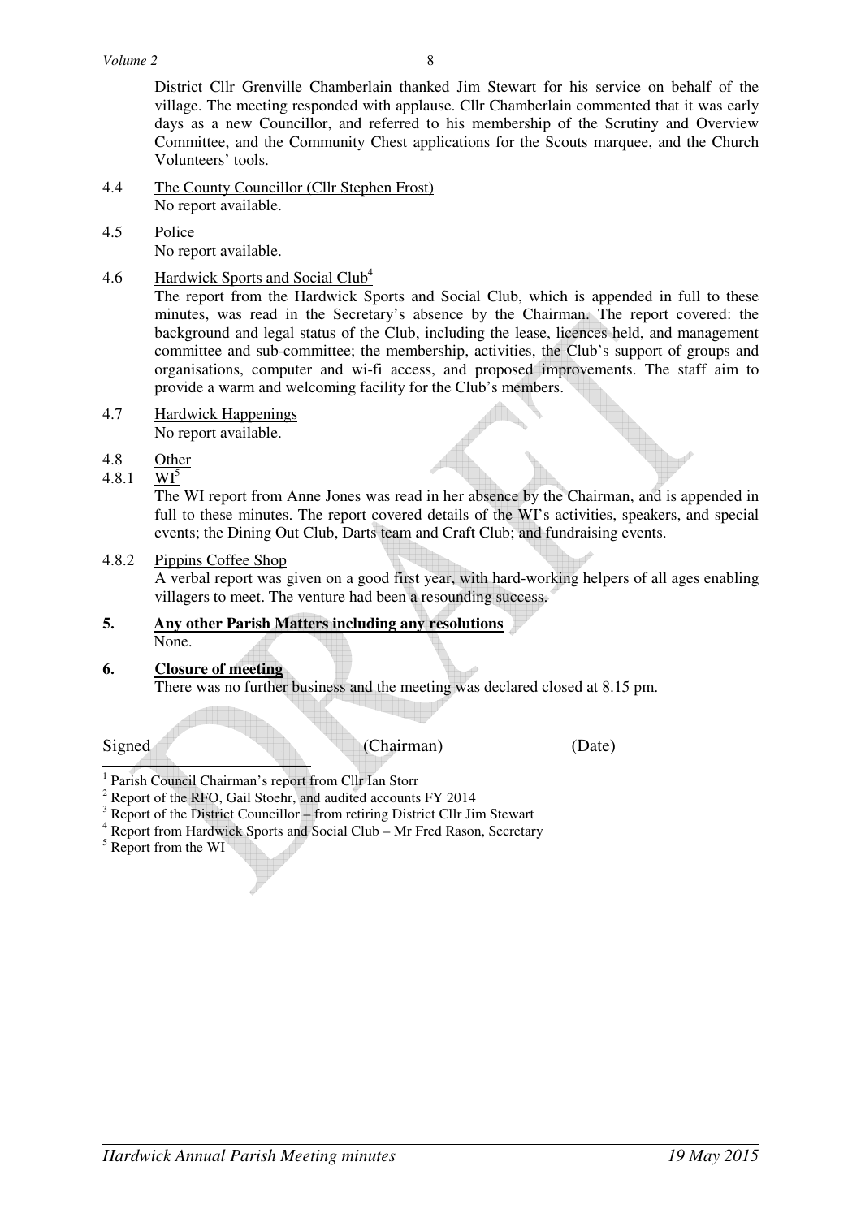District Cllr Grenville Chamberlain thanked Jim Stewart for his service on behalf of the village. The meeting responded with applause. Cllr Chamberlain commented that it was early days as a new Councillor, and referred to his membership of the Scrutiny and Overview Committee, and the Community Chest applications for the Scouts marquee, and the Church Volunteers' tools.

4.4 The County Councillor (Cllr Stephen Frost)
No report available.

4.5 Police
No report available.

4.6 Hardwick Sports and Social Club[4]
The report from the Hardwick Sports and Social Club, which is appended in full to these minutes, was read in the Secretary's absence by the Chairman. The report covered: the background and legal status of the Club, including the lease, licences held, and management committee and sub-committee; the membership, activities, the Club's support of groups and organisations, computer and wi-fi access, and proposed improvements. The staff aim to provide a warm and welcoming facility for the Club's members.

4.7 Hardwick Happenings
No report available.

4.8 Other

4.8.1 WI[5]
The WI report from Anne Jones was read in her absence by the Chairman, and is appended in full to these minutes. The report covered details of the WI's activities, speakers, and special events; the Dining Out Club, Darts team and Craft Club; and fundraising events.

4.8.2 Pippins Coffee Shop
A verbal report was given on a good first year, with hard-working helpers of all ages enabling villagers to meet. The venture had been a resounding success.

**5. Any other Parish Matters including any resolutions**
None.

**6. Closure of meeting**
There was no further business and the meeting was declared closed at 8.15 pm.

Signed ______________________(Chairman) _____________(Date)

[1] Parish Council Chairman's report from Cllr Ian Storr
[2] Report of the RFO, Gail Stoehr, and audited accounts FY 2014
[3] Report of the District Councillor – from retiring District Cllr Jim Stewart
[4] Report from Hardwick Sports and Social Club – Mr Fred Rason, Secretary
[5] Report from the WI